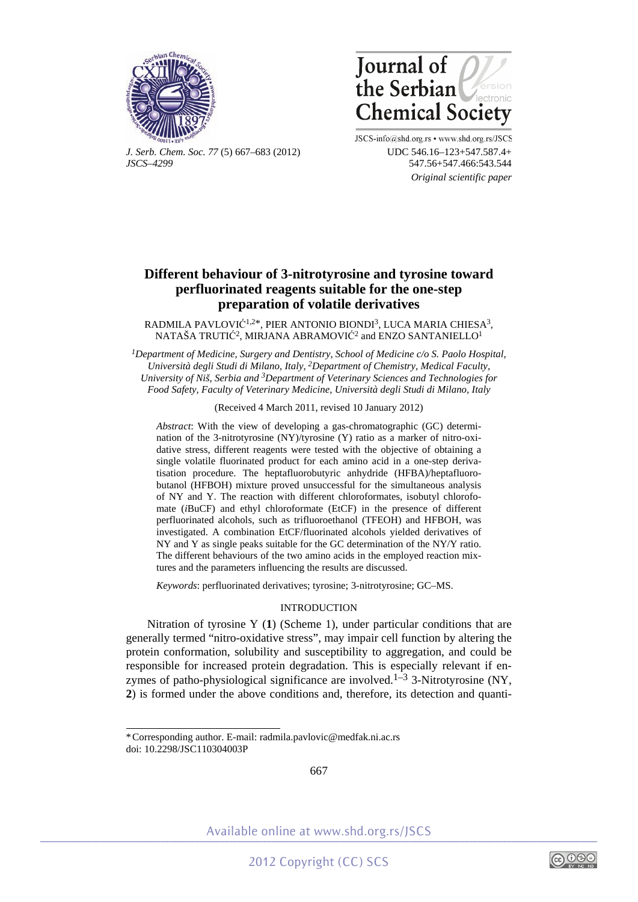*Original scientific paper*

# Different behaviour of 3-nitrotyrosine and tyrosine toward perfluorinated reagents suitable for the one-step preparation of volatile derivatives

RADMILA PAVLOVIĆ[1,2]*, PIER ANTONIO BIONDI[3], LUCA MARIA CHIESA[3], NATAŠA TRUTIĆ[2], MIRJANA ABRAMOVIĆ[2] and ENZO SANTANIELLO[1]

*[1]Department of Medicine, Surgery and Dentistry, School of Medicine c/o S. Paolo Hospital, Università degli Studi di Milano, Italy, [2]Department of Chemistry, Medical Faculty, University of Niš, Serbia and [3]Department of Veterinary Sciences and Technologies for Food Safety, Faculty of Veterinary Medicine, Università degli Studi di Milano, Italy*

(Received 4 March 2011, revised 10 January 2012)

*Abstract*: With the view of developing a gas-chromatographic (GC) determination of the 3-nitrotyrosine (NY)/tyrosine (Y) ratio as a marker of nitro-oxidative stress, different reagents were tested with the objective of obtaining a single volatile fluorinated product for each amino acid in a one-step derivatisation procedure. The heptafluorobutyric anhydride (HFBA)/heptafluorobutanol (HFBOH) mixture proved unsuccessful for the simultaneous analysis of NY and Y. The reaction with different chloroformates, isobutyl chloroformate (*i*BuCF) and ethyl chloroformate (EtCF) in the presence of different perfluorinated alcohols, such as trifluoroethanol (TFEOH) and HFBOH, was investigated. A combination EtCF/fluorinated alcohols yielded derivatives of NY and Y as single peaks suitable for the GC determination of the NY/Y ratio. The different behaviours of the two amino acids in the employed reaction mixtures and the parameters influencing the results are discussed.

*Keywords*: perfluorinated derivatives; tyrosine; 3-nitrotyrosine; GC–MS.

## INTRODUCTION

Nitration of tyrosine Y (**1**) (Scheme 1), under particular conditions that are generally termed "nitro-oxidative stress", may impair cell function by altering the protein conformation, solubility and susceptibility to aggregation, and could be responsible for increased protein degradation. This is especially relevant if enzymes of patho-physiological significance are involved.[1–3] 3-Nitrotyrosine (NY, **2**) is formed under the above conditions and, therefore, its detection and quanti-

---

\* Corresponding author. E-mail: radmila.pavlovic@medfak.ni.ac.rs
doi: 10.2298/JSC110304003P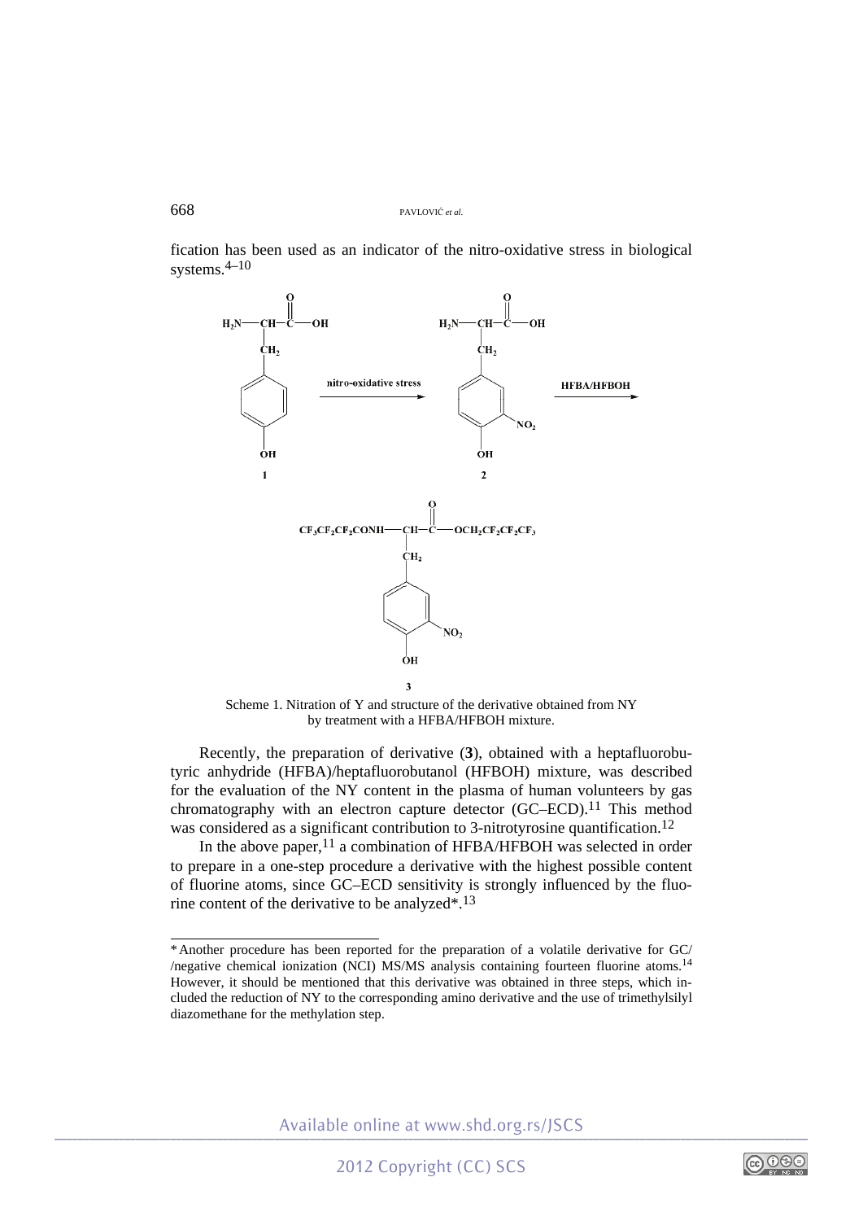fication has been used as an indicator of the nitro-oxidative stress in biological systems.[4–10]

Scheme 1. Nitration of Y and structure of the derivative obtained from NY by treatment with a HFBA/HFBOH mixture.

Recently, the preparation of derivative (**3**), obtained with a heptafluorobutyric anhydride (HFBA)/heptafluorobutanol (HFBOH) mixture, was described for the evaluation of the NY content in the plasma of human volunteers by gas chromatography with an electron capture detector (GC–ECD).[11] This method was considered as a significant contribution to 3-nitrotyrosine quantification.[12]

In the above paper,[11] a combination of HFBA/HFBOH was selected in order to prepare in a one-step procedure a derivative with the highest possible content of fluorine atoms, since GC–ECD sensitivity is strongly influenced by the fluorine content of the derivative to be analyzed*.[13]

---

*Another procedure has been reported for the preparation of a volatile derivative for GC//negative chemical ionization (NCI) MS/MS analysis containing fourteen fluorine atoms.[14] However, it should be mentioned that this derivative was obtained in three steps, which included the reduction of NY to the corresponding amino derivative and the use of trimethylsilyl diazomethane for the methylation step.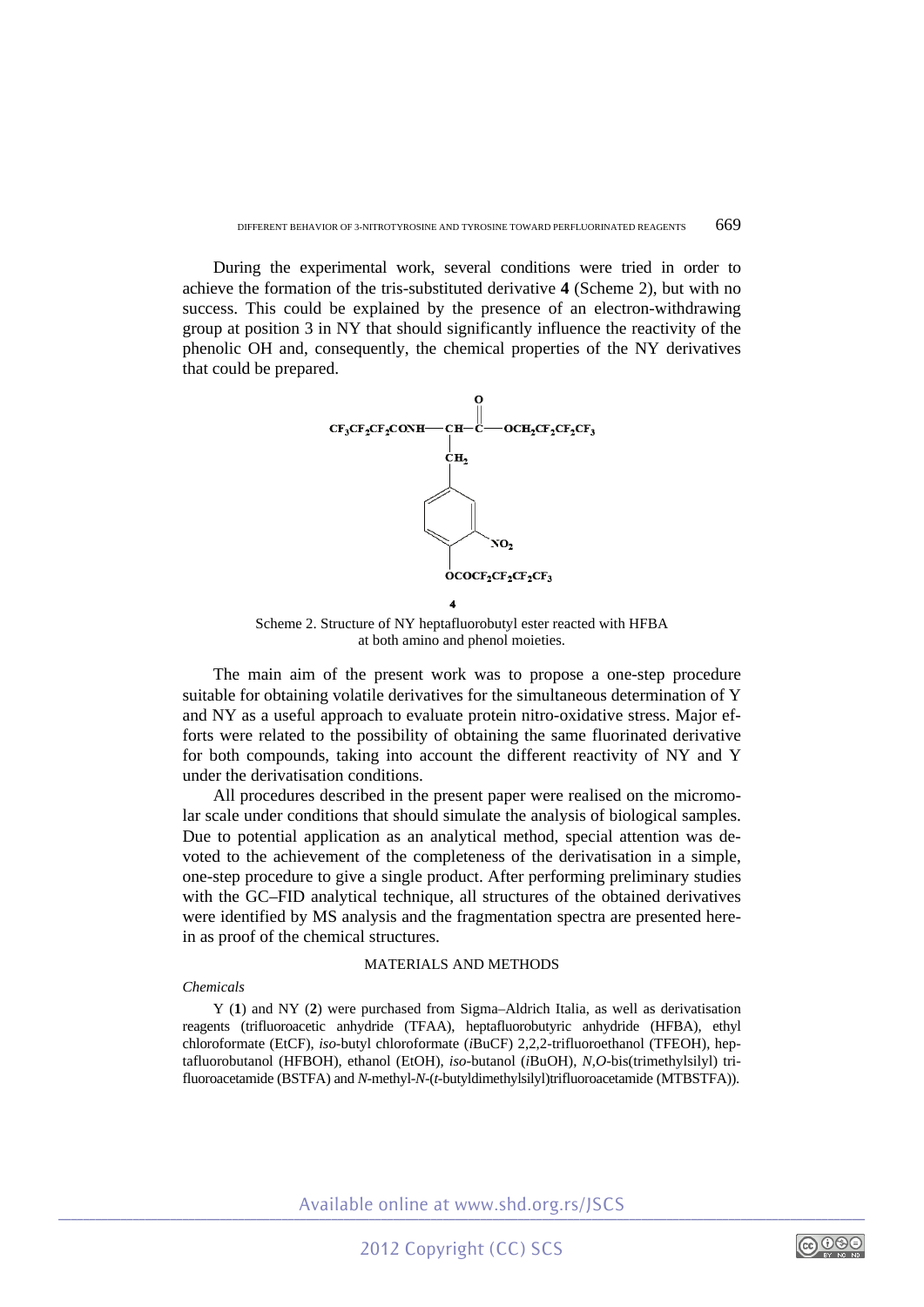During the experimental work, several conditions were tried in order to achieve the formation of the tris-substituted derivative **4** (Scheme 2), but with no success. This could be explained by the presence of an electron-withdrawing group at position 3 in NY that should significantly influence the reactivity of the phenolic OH and, consequently, the chemical properties of the NY derivatives that could be prepared.

$CF_3CF_2CF_2CONH$—CH—C(=O)—$OCH_2CF_2CF_2CF_3$

$CH_2$

$NO_2$

$OCOCF_2CF_2CF_3$

**4**

Scheme 2. Structure of NY heptafluorobutyl ester reacted with HFBA at both amino and phenol moieties.

The main aim of the present work was to propose a one-step procedure suitable for obtaining volatile derivatives for the simultaneous determination of Y and NY as a useful approach to evaluate protein nitro-oxidative stress. Major efforts were related to the possibility of obtaining the same fluorinated derivative for both compounds, taking into account the different reactivity of NY and Y under the derivatisation conditions.

All procedures described in the present paper were realised on the micromolar scale under conditions that should simulate the analysis of biological samples. Due to potential application as an analytical method, special attention was devoted to the achievement of the completeness of the derivatisation in a simple, one-step procedure to give a single product. After performing preliminary studies with the GC–FID analytical technique, all structures of the obtained derivatives were identified by MS analysis and the fragmentation spectra are presented herein as proof of the chemical structures.

## MATERIALS AND METHODS

*Chemicals*

Y (**1**) and NY (**2**) were purchased from Sigma–Aldrich Italia, as well as derivatisation reagents (trifluoroacetic anhydride (TFAA), heptafluorobutyric anhydride (HFBA), ethyl chloroformate (EtCF), *iso*-butyl chloroformate (*i*BuCF) 2,2,2-trifluoroethanol (TFEOH), heptafluorobutanol (HFBOH), ethanol (EtOH), *iso*-butanol (*i*BuOH), *N*,*O*-bis(trimethylsilyl) trifluoroacetamide (BSTFA) and *N*-methyl-*N*-(*t*-butyldimethylsilyl)trifluoroacetamide (MTBSTFA)).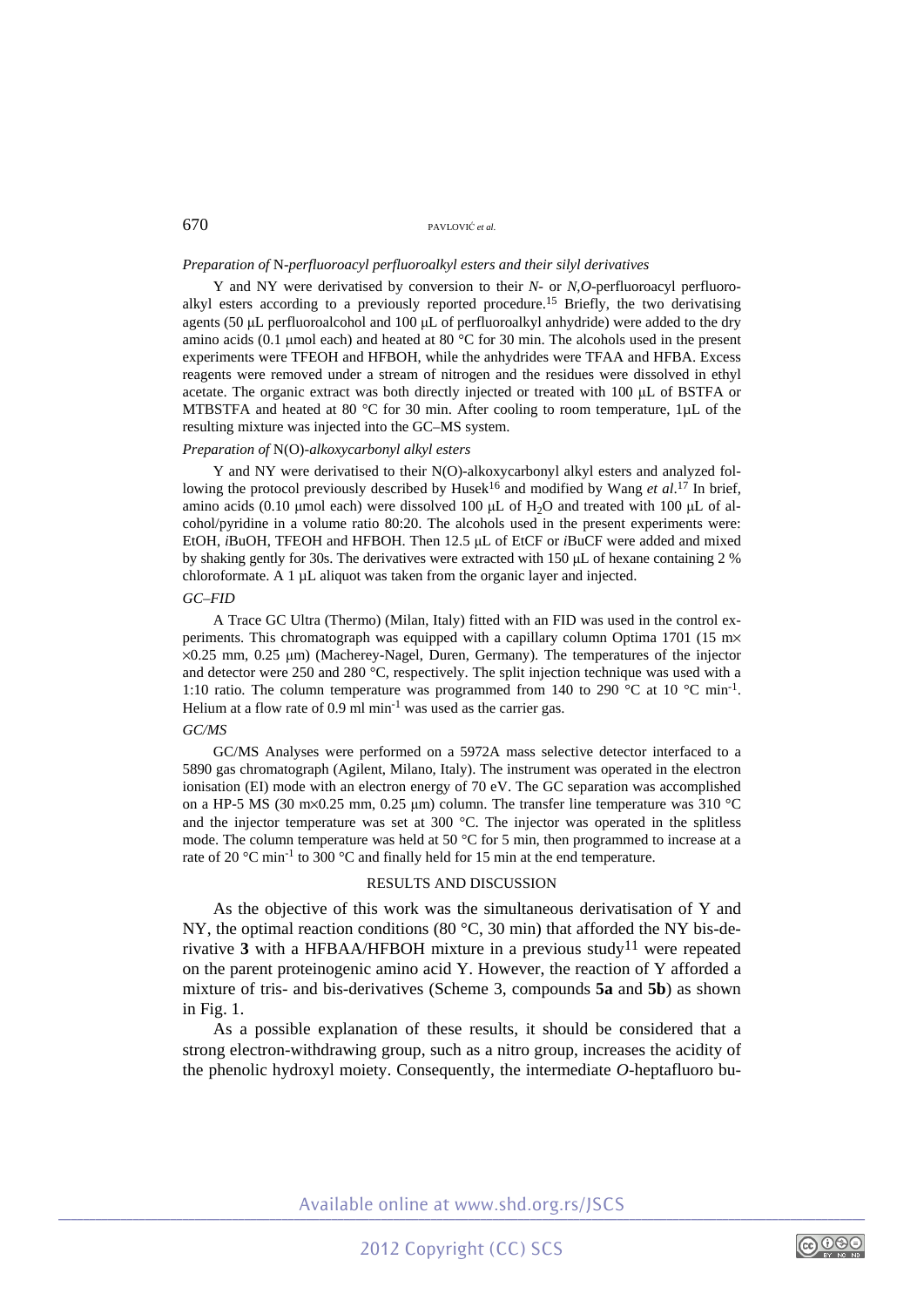*Preparation of* N*-perfluoroacyl perfluoroalkyl esters and their silyl derivatives*

Y and NY were derivatised by conversion to their *N*- or *N,O*-perfluoroacyl perfluoroalkyl esters according to a previously reported procedure.[15] Briefly, the two derivatising agents (50 μL perfluoroalcohol and 100 μL of perfluoroalkyl anhydride) were added to the dry amino acids (0.1 μmol each) and heated at 80 °C for 30 min. The alcohols used in the present experiments were TFEOH and HFBOH, while the anhydrides were TFAA and HFBA. Excess reagents were removed under a stream of nitrogen and the residues were dissolved in ethyl acetate. The organic extract was both directly injected or treated with 100 μL of BSTFA or MTBSTFA and heated at 80 °C for 30 min. After cooling to room temperature, 1μL of the resulting mixture was injected into the GC–MS system.

*Preparation of* N(O)*-alkoxycarbonyl alkyl esters*

Y and NY were derivatised to their N(O)-alkoxycarbonyl alkyl esters and analyzed following the protocol previously described by Husek[16] and modified by Wang *et al.*[17] In brief, amino acids (0.10 μmol each) were dissolved 100 μL of $H_2O$ and treated with 100 μL of alcohol/pyridine in a volume ratio 80:20. The alcohols used in the present experiments were: EtOH, *i*BuOH, TFEOH and HFBOH. Then 12.5 μL of EtCF or *i*BuCF were added and mixed by shaking gently for 30s. The derivatives were extracted with 150 μL of hexane containing 2 % chloroformate. A 1 μL aliquot was taken from the organic layer and injected.

*GC–FID*

A Trace GC Ultra (Thermo) (Milan, Italy) fitted with an FID was used in the control experiments. This chromatograph was equipped with a capillary column Optima 1701 (15 m× ×0.25 mm, 0.25 μm) (Macherey-Nagel, Duren, Germany). The temperatures of the injector and detector were 250 and 280 °C, respectively. The split injection technique was used with a 1:10 ratio. The column temperature was programmed from 140 to 290 °C at 10 °C $min^{-1}$. Helium at a flow rate of 0.9 ml $min^{-1}$ was used as the carrier gas.

*GC/MS*

GC/MS Analyses were performed on a 5972A mass selective detector interfaced to a 5890 gas chromatograph (Agilent, Milano, Italy). The instrument was operated in the electron ionisation (EI) mode with an electron energy of 70 eV. The GC separation was accomplished on a HP-5 MS (30 m×0.25 mm, 0.25 μm) column. The transfer line temperature was 310 °C and the injector temperature was set at 300 °C. The injector was operated in the splitless mode. The column temperature was held at 50 °C for 5 min, then programmed to increase at a rate of 20 °C $min^{-1}$ to 300 °C and finally held for 15 min at the end temperature.

## RESULTS AND DISCUSSION

As the objective of this work was the simultaneous derivatisation of Y and NY, the optimal reaction conditions (80 °C, 30 min) that afforded the NY bis-derivative **3** with a HFBAA/HFBOH mixture in a previous study[11] were repeated on the parent proteinogenic amino acid Y. However, the reaction of Y afforded a mixture of tris- and bis-derivatives (Scheme 3, compounds **5a** and **5b**) as shown in Fig. 1.

As a possible explanation of these results, it should be considered that a strong electron-withdrawing group, such as a nitro group, increases the acidity of the phenolic hydroxyl moiety. Consequently, the intermediate *O*-heptafluoro bu-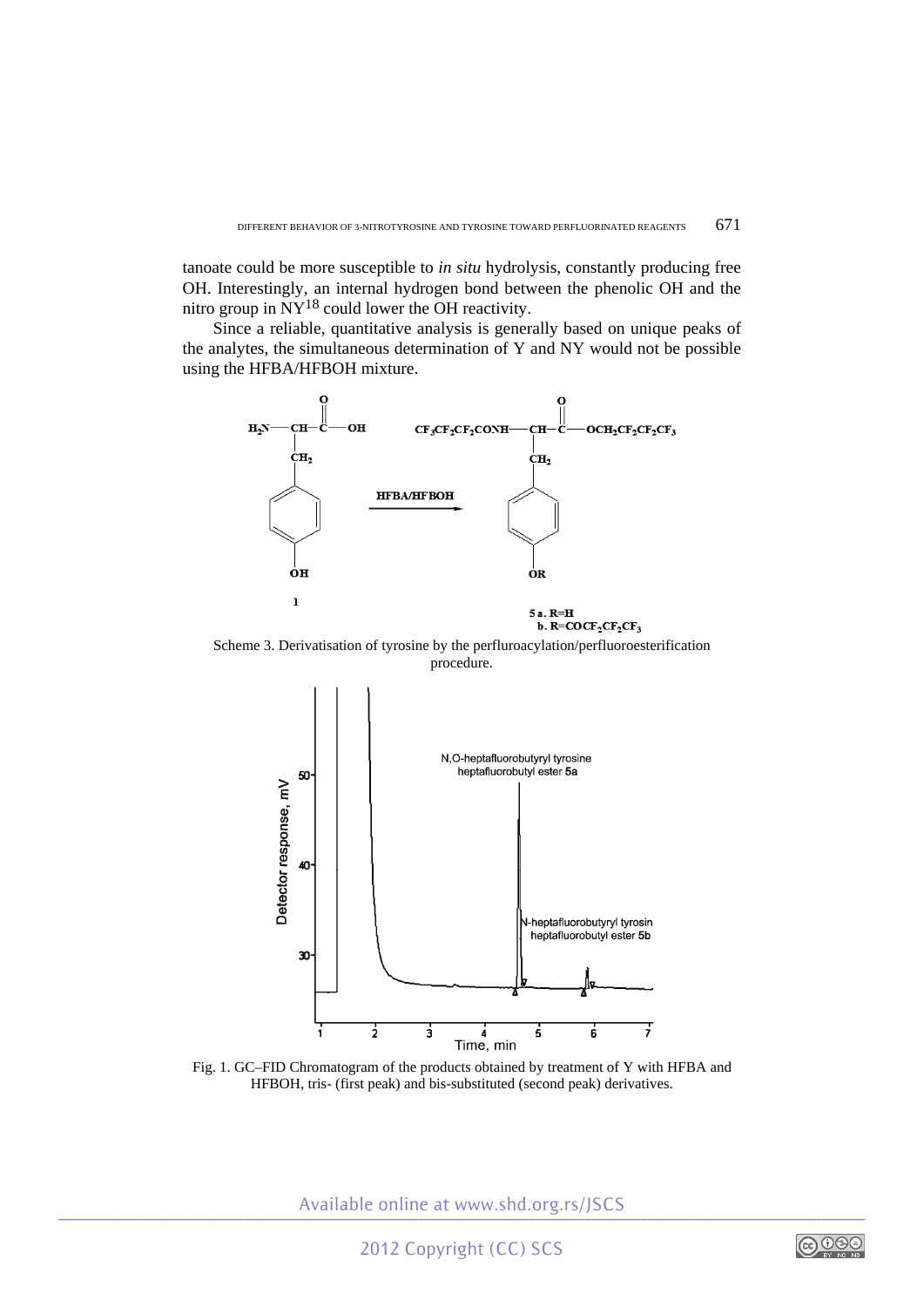tanoate could be more susceptible to *in situ* hydrolysis, constantly producing free OH. Interestingly, an internal hydrogen bond between the phenolic OH and the nitro group in NY[18] could lower the OH reactivity.

Since a reliable, quantitative analysis is generally based on unique peaks of the analytes, the simultaneous determination of Y and NY would not be possible using the HFBA/HFBOH mixture.

HFBA/HFBOH

1

5 a. R=H
b. R=$COCF_2CF_2CF_3$

Scheme 3. Derivatisation of tyrosine by the perfluroacylation/perfluoroesterification procedure.

N,O-heptafluorobutyryl tyrosine heptafluorobutyl ester **5a**

N-heptafluorobutyryl tyrosin heptafluorobutyl ester **5b**

Detector response, mV

Time, min

Fig. 1. GC–FID Chromatogram of the products obtained by treatment of Y with HFBA and HFBOH, tris- (first peak) and bis-substituted (second peak) derivatives.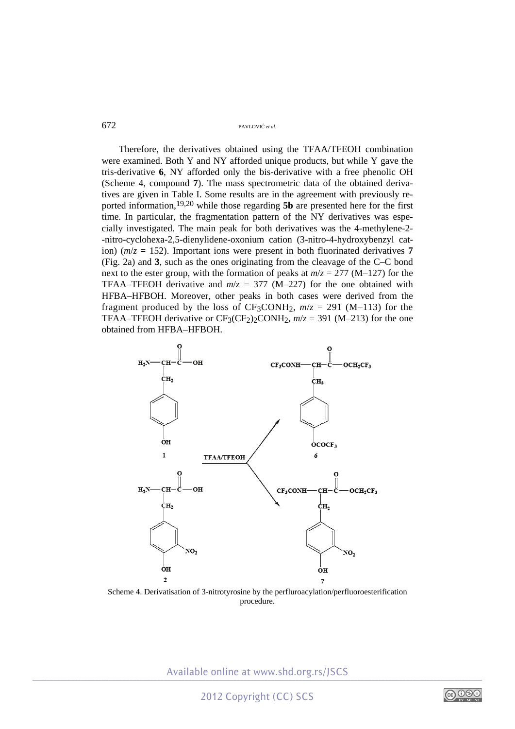Therefore, the derivatives obtained using the TFAA/TFEOH combination were examined. Both Y and NY afforded unique products, but while Y gave the tris-derivative **6**, NY afforded only the bis-derivative with a free phenolic OH (Scheme 4, compound **7**). The mass spectrometric data of the obtained derivatives are given in Table I. Some results are in the agreement with previously reported information,[19,20] while those regarding **5b** are presented here for the first time. In particular, the fragmentation pattern of the NY derivatives was especially investigated. The main peak for both derivatives was the 4-methylene-2-nitro-cyclohexa-2,5-dienylidene-oxonium cation (3-nitro-4-hydroxybenzyl cation) ($m/z$ = 152). Important ions were present in both fluorinated derivatives **7** (Fig. 2a) and **3**, such as the ones originating from the cleavage of the C–C bond next to the ester group, with the formation of peaks at $m/z$ = 277 (M–127) for the TFAA–TFEOH derivative and $m/z$ = 377 (M–227) for the one obtained with HFBA–HFBOH. Moreover, other peaks in both cases were derived from the fragment produced by the loss of $CF_3CONH_2$, $m/z$ = 291 (M–113) for the TFAA–TFEOH derivative or $CF_3(CF_2)_2CONH_2$, $m/z$ = 391 (M–213) for the one obtained from HFBA–HFBOH.

TFAA/TFEOH

1

2

6

7

Scheme 4. Derivatisation of 3-nitrotyrosine by the perfluroacylation/perfluoroesterification procedure.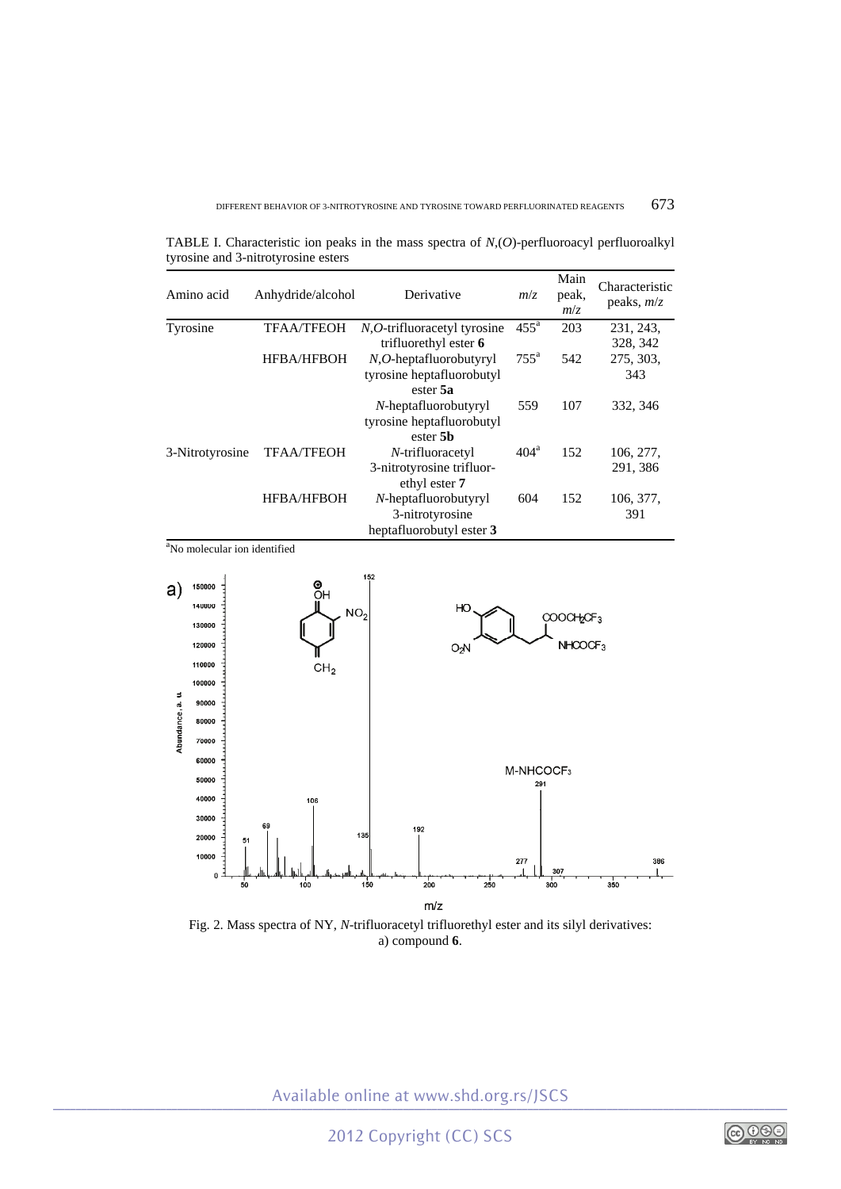TABLE I. Characteristic ion peaks in the mass spectra of *N*,(*O*)-perfluoroacyl perfluoroalkyl tyrosine and 3-nitrotyrosine esters

| Amino acid | Anhydride/alcohol | Derivative | *m*/*z* | Main peak, *m*/*z* | Characteristic peaks, *m*/*z* |
|---|---|---|---|---|---|
| Tyrosine | TFAA/TFEOH | *N*,*O*-trifluoracetyl tyrosine trifluorethyl ester **6** | 455[a] | 203 | 231, 243, 328, 342 |
| | HFBA/HFBOH | *N*,*O*-heptafluorobutyryl tyrosine heptafluorobutyl ester **5a** | 755[a] | 542 | 275, 303, 343 |
| | | *N*-heptafluorobutyryl tyrosine heptafluorobutyl ester **5b** | 559 | 107 | 332, 346 |
| 3-Nitrotyrosine | TFAA/TFEOH | *N*-trifluoracetyl 3-nitrotyrosine trifluorethyl ester **7** | 404[a] | 152 | 106, 277, 291, 386 |
| | HFBA/HFBOH | *N*-heptafluorobutyryl 3-nitrotyrosine heptafluorobutyl ester **3** | 604 | 152 | 106, 377, 391 |

[a]No molecular ion identified

a)
Abundance, a. u.
150000
140000
130000
120000
110000
100000
90000
80000
70000
60000
50000
40000
30000
20000
10000
0
152
M-NHCOCF3
291
106
69
51
135
192
277
307
386
50
100
150
200
250
300
350
m/z

Fig. 2. Mass spectra of NY, *N*-trifluoracetyl trifluorethyl ester and its silyl derivatives: a) compound **6**.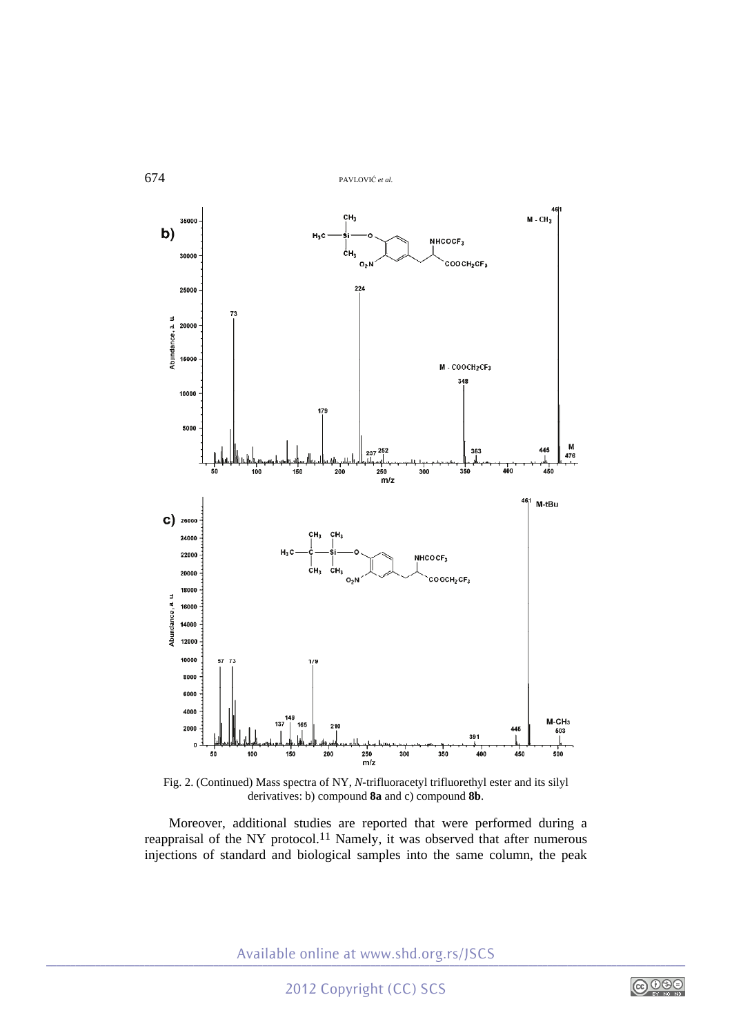b)

Abundance, a. u.

35000
30000
25000
20000
15000
10000
5000

$CH_3$
$H_3C$—Si—O
$CH_3$
$O_2N$
$NHCOCF_3$
$COOCH_2CF_3$

461
M - $CH_3$
224
73
M - $COOCH_2CF_3$
348
179
237 252
363
445
M
476

50 100 150 200 250 300 350 400 450
m/z

c)

Abundance, a. u.

26000
24000
22000
20000
18000
16000
14000
12000
10000
8000
6000
4000
2000
0

$CH_3$ $CH_3$
$H_3C$—C—Si—O
$CH_3$ $CH_3$
$O_2N$
$NHCOCF_3$
$COOCH_2CF_3$

461 M-tBu
57 73
179
149
137 165
210
391
445
M-$CH_3$
503

50 100 150 200 250 300 350 400 450 500
m/z

Fig. 2. (Continued) Mass spectra of NY, *N*-trifluoracetyl trifluorethyl ester and its silyl derivatives: b) compound **8a** and c) compound **8b**.

Moreover, additional studies are reported that were performed during a reappraisal of the NY protocol.[11] Namely, it was observed that after numerous injections of standard and biological samples into the same column, the peak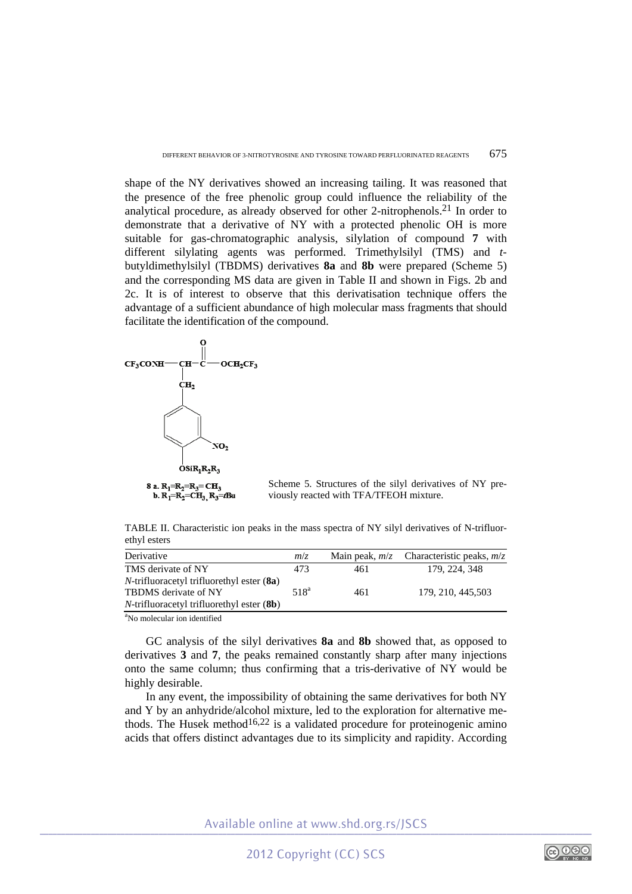shape of the NY derivatives showed an increasing tailing. It was reasoned that the presence of the free phenolic group could influence the reliability of the analytical procedure, as already observed for other 2-nitrophenols.[21] In order to demonstrate that a derivative of NY with a protected phenolic OH is more suitable for gas-chromatographic analysis, silylation of compound **7** with different silylating agents was performed. Trimethylsilyl (TMS) and *t*-butyldimethylsilyl (TBDMS) derivatives **8a** and **8b** were prepared (Scheme 5) and the corresponding MS data are given in Table II and shown in Figs. 2b and 2c. It is of interest to observe that this derivatisation technique offers the advantage of a sufficient abundance of high molecular mass fragments that should facilitate the identification of the compound.

$CF_3CONH$—CH—C(=O)—$OCH_2CF_3$

$CH_2$

$NO_2$

$OSiR_1R_2R_3$

8 a. $R_1=R_2=R_3=CH_3$
b. $R_1=R_2=CH_3$, $R_3=t$Bu

Scheme 5. Structures of the silyl derivatives of NY previously reacted with TFA/TFEOH mixture.

TABLE II. Characteristic ion peaks in the mass spectra of NY silyl derivatives of N-trifluorethyl esters

| Derivative | *m*/*z* | Main peak, *m*/*z* | Characteristic peaks, *m*/*z* |
|---|---|---|---|
| TMS derivate of NY *N*-trifluoracetyl trifluorethyl ester (**8a**) | 473 | 461 | 179, 224, 348 |
| TBDMS derivate of NY *N*-trifluoracetyl trifluorethyl ester (**8b**) | 518[a] | 461 | 179, 210, 445,503 |

[a]No molecular ion identified

GC analysis of the silyl derivatives **8a** and **8b** showed that, as opposed to derivatives **3** and **7**, the peaks remained constantly sharp after many injections onto the same column; thus confirming that a tris-derivative of NY would be highly desirable.

In any event, the impossibility of obtaining the same derivatives for both NY and Y by an anhydride/alcohol mixture, led to the exploration for alternative methods. The Husek method[16,22] is a validated procedure for proteinogenic amino acids that offers distinct advantages due to its simplicity and rapidity. According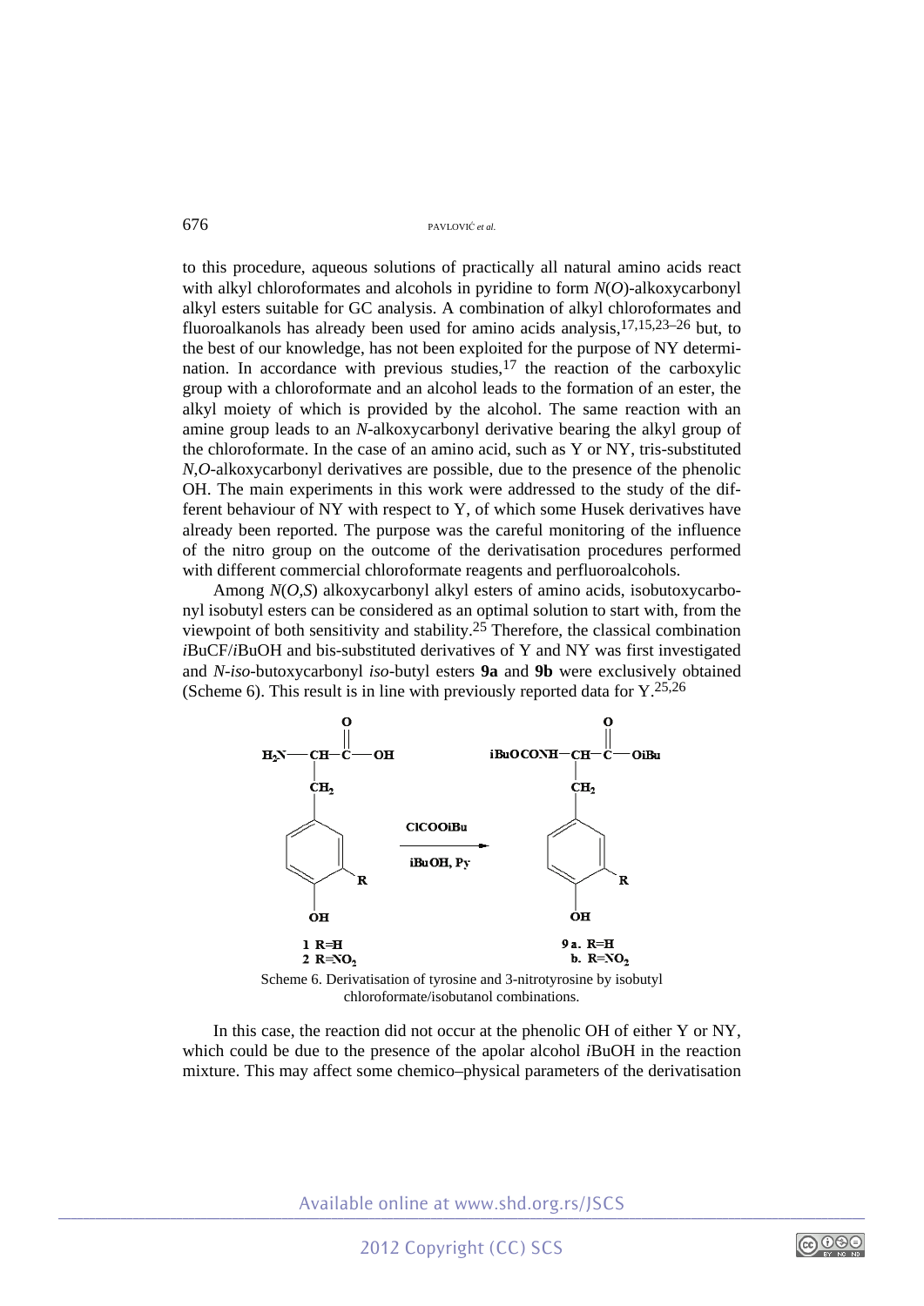to this procedure, aqueous solutions of practically all natural amino acids react with alkyl chloroformates and alcohols in pyridine to form *N*(*O*)-alkoxycarbonyl alkyl esters suitable for GC analysis. A combination of alkyl chloroformates and fluoroalkanols has already been used for amino acids analysis,[17,15,23–26] but, to the best of our knowledge, has not been exploited for the purpose of NY determination. In accordance with previous studies,[17] the reaction of the carboxylic group with a chloroformate and an alcohol leads to the formation of an ester, the alkyl moiety of which is provided by the alcohol. The same reaction with an amine group leads to an *N*-alkoxycarbonyl derivative bearing the alkyl group of the chloroformate. In the case of an amino acid, such as Y or NY, tris-substituted *N*,*O*-alkoxycarbonyl derivatives are possible, due to the presence of the phenolic OH. The main experiments in this work were addressed to the study of the different behaviour of NY with respect to Y, of which some Husek derivatives have already been reported. The purpose was the careful monitoring of the influence of the nitro group on the outcome of the derivatisation procedures performed with different commercial chloroformate reagents and perfluoroalcohols.

Among *N*(*O*,*S*) alkoxycarbonyl alkyl esters of amino acids, isobutoxycarbonyl isobutyl esters can be considered as an optimal solution to start with, from the viewpoint of both sensitivity and stability.[25] Therefore, the classical combination *i*BuCF/*i*BuOH and bis-substituted derivatives of Y and NY was first investigated and *N*-*iso*-butoxycarbonyl *iso*-butyl esters **9a** and **9b** were exclusively obtained (Scheme 6). This result is in line with previously reported data for Y.[25,26]

$$\text{H}_2\text{N–CH(CH}_2\text{–C}_6\text{H}_3(\text{R})(\text{OH}))\text{–COOH} \xrightarrow[\text{iBuOH, Py}]{\text{ClCOOiBu}} \text{iBuOCONH–CH(CH}_2\text{–C}_6\text{H}_3(\text{R})(\text{OH}))\text{–COOiBu}$$

**1** R=H; **2** R=$NO_2$ → **9a**. R=H; **b**. R=$NO_2$

Scheme 6. Derivatisation of tyrosine and 3-nitrotyrosine by isobutyl chloroformate/isobutanol combinations.

In this case, the reaction did not occur at the phenolic OH of either Y or NY, which could be due to the presence of the apolar alcohol *i*BuOH in the reaction mixture. This may affect some chemico–physical parameters of the derivatisation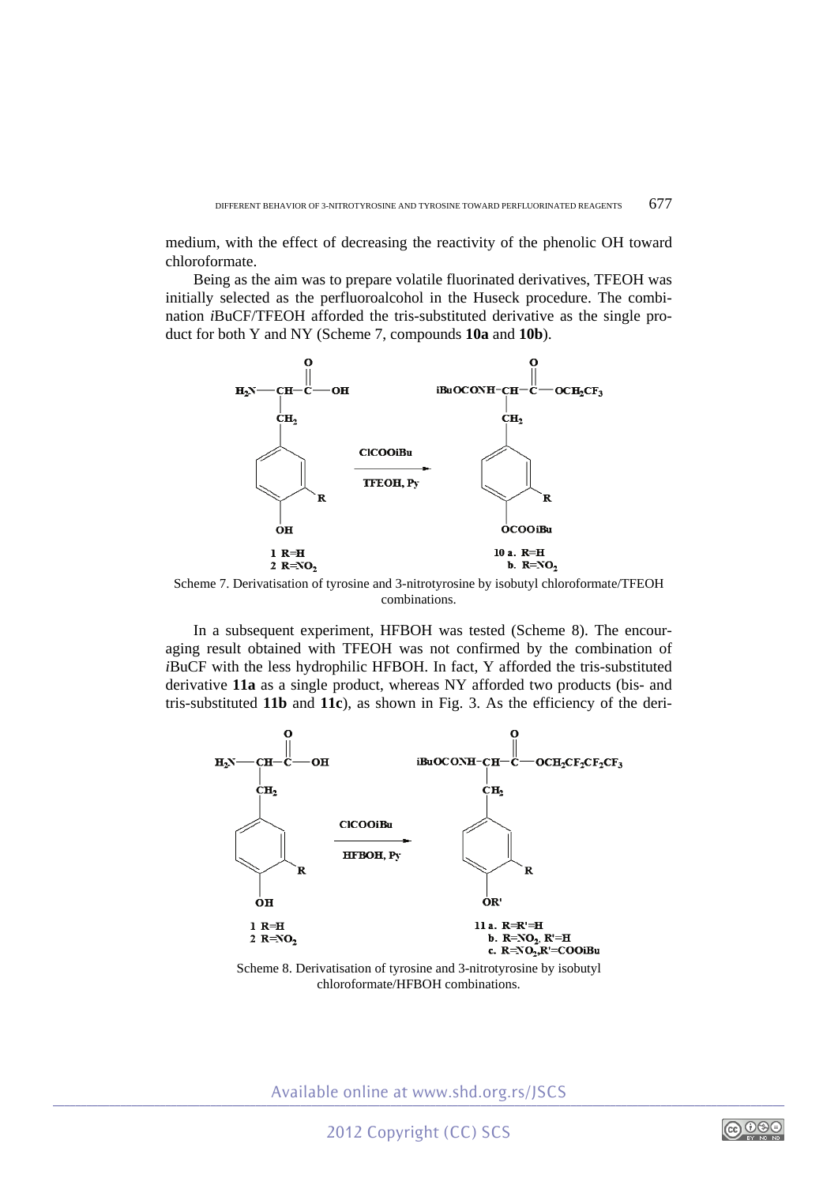medium, with the effect of decreasing the reactivity of the phenolic OH toward chloroformate.

Being as the aim was to prepare volatile fluorinated derivatives, TFEOH was initially selected as the perfluoroalcohol in the Huseck procedure. The combination *i*BuCF/TFEOH afforded the tris-substituted derivative as the single product for both Y and NY (Scheme 7, compounds **10a** and **10b**).

Scheme 7. Derivatisation of tyrosine and 3-nitrotyrosine by isobutyl chloroformate/TFEOH combinations.

In a subsequent experiment, HFBOH was tested (Scheme 8). The encouraging result obtained with TFEOH was not confirmed by the combination of *i*BuCF with the less hydrophilic HFBOH. In fact, Y afforded the tris-substituted derivative **11a** as a single product, whereas NY afforded two products (bis- and tris-substituted **11b** and **11c**), as shown in Fig. 3. As the efficiency of the deri-

Scheme 8. Derivatisation of tyrosine and 3-nitrotyrosine by isobutyl chloroformate/HFBOH combinations.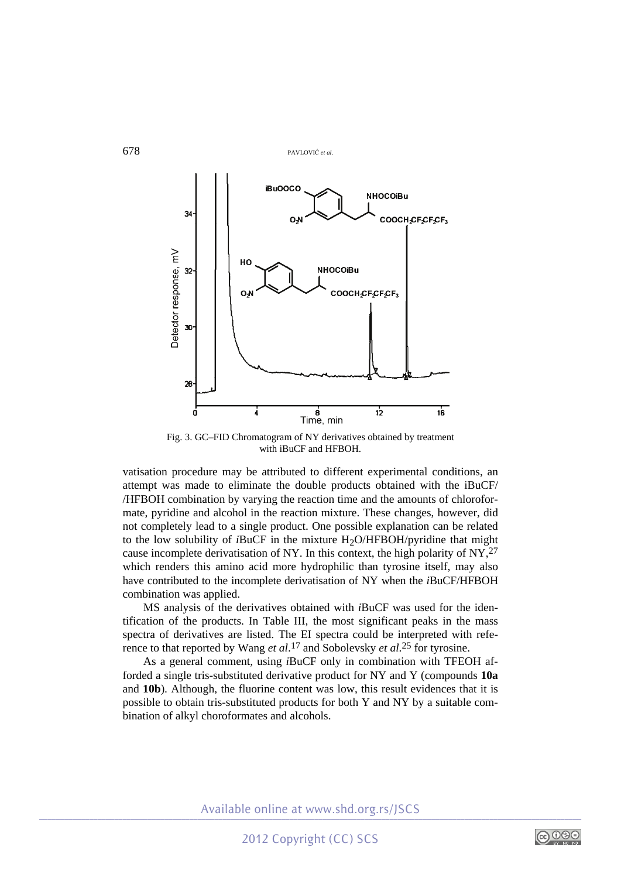iBuOOCO

NHCOOiBu

$O_2N$

$COOCH_2CF_2CF_3$

HO

NHCOOiBu

$O_2N$

$COOCH_2CF_2CF_3$

Detector response, mV

28

30

32

34

0

4

8

12

16

Time, min

Fig. 3. GC–FID Chromatogram of NY derivatives obtained by treatment with iBuCF and HFBOH.

vatisation procedure may be attributed to different experimental conditions, an attempt was made to eliminate the double products obtained with the iBuCF/ /HFBOH combination by varying the reaction time and the amounts of chloroformate, pyridine and alcohol in the reaction mixture. These changes, however, did not completely lead to a single product. One possible explanation can be related to the low solubility of *i*BuCF in the mixture $H_2O$/HFBOH/pyridine that might cause incomplete derivatisation of NY. In this context, the high polarity of NY,[27] which renders this amino acid more hydrophilic than tyrosine itself, may also have contributed to the incomplete derivatisation of NY when the *i*BuCF/HFBOH combination was applied.

MS analysis of the derivatives obtained with *i*BuCF was used for the identification of the products. In Table III, the most significant peaks in the mass spectra of derivatives are listed. The EI spectra could be interpreted with reference to that reported by Wang *et al.*[17] and Sobolevsky *et al.*[25] for tyrosine.

As a general comment, using *i*BuCF only in combination with TFEOH afforded a single tris-substituted derivative product for NY and Y (compounds **10a** and **10b**). Although, the fluorine content was low, this result evidences that it is possible to obtain tris-substituted products for both Y and NY by a suitable combination of alkyl choroformates and alcohols.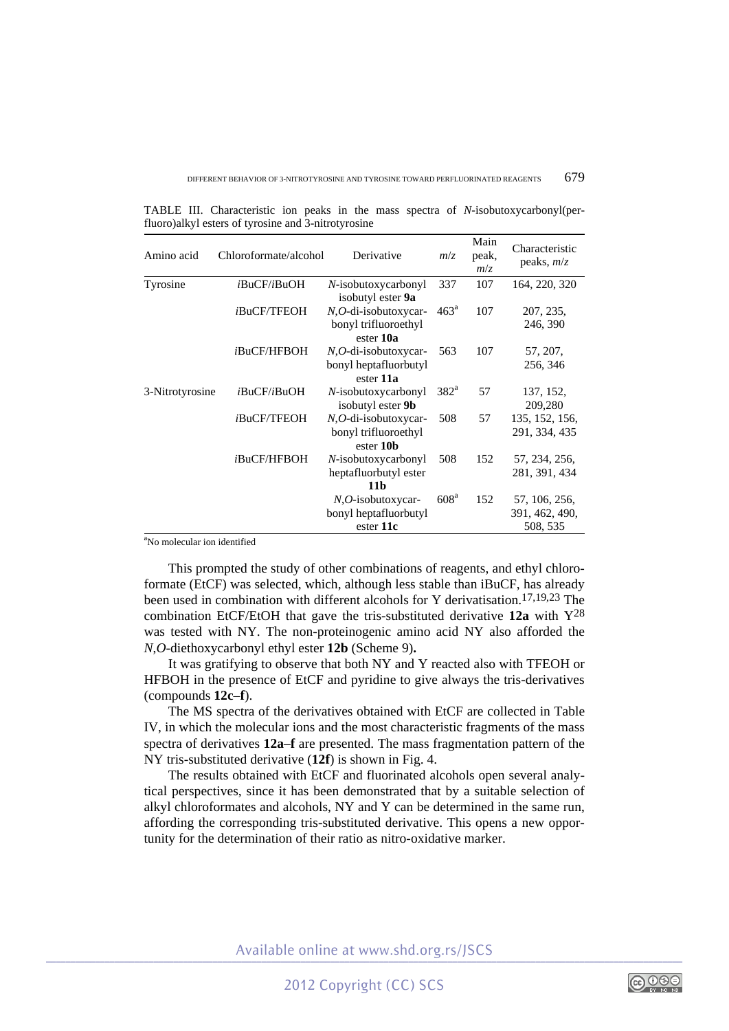TABLE III. Characteristic ion peaks in the mass spectra of *N*-isobutoxycarbonyl(perfluoro)alkyl esters of tyrosine and 3-nitrotyrosine

| Amino acid | Chloroformate/alcohol | Derivative | *m*/*z* | Main peak, *m*/*z* | Characteristic peaks, *m*/*z* |
|---|---|---|---|---|---|
| Tyrosine | *i*BuCF/*i*BuOH | *N*-isobutoxycarbonyl isobutyl ester **9a** | 337 | 107 | 164, 220, 320 |
| | *i*BuCF/TFEOH | *N*,*O*-di-isobutoxycarbonyl trifluoroethyl ester **10a** | 463[a] | 107 | 207, 235, 246, 390 |
| | *i*BuCF/HFBOH | *N*,*O*-di-isobutoxycarbonyl heptafluorbutyl ester **11a** | 563 | 107 | 57, 207, 256, 346 |
| 3-Nitrotyrosine | *i*BuCF/*i*BuOH | *N*-isobutoxycarbonyl isobutyl ester **9b** | 382[a] | 57 | 137, 152, 209,280 |
| | *i*BuCF/TFEOH | *N*,*O*-di-isobutoxycarbonyl trifluoroethyl ester **10b** | 508 | 57 | 135, 152, 156, 291, 334, 435 |
| | *i*BuCF/HFBOH | *N*-isobutoxycarbonyl heptafluorbutyl ester **11b** | 508 | 152 | 57, 234, 256, 281, 391, 434 |
| | | *N*,*O*-isobutoxycarbonyl heptafluorbutyl ester **11c** | 608[a] | 152 | 57, 106, 256, 391, 462, 490, 508, 535 |

[a]No molecular ion identified

This prompted the study of other combinations of reagents, and ethyl chloroformate (EtCF) was selected, which, although less stable than iBuCF, has already been used in combination with different alcohols for Y derivatisation.[17,19,23] The combination EtCF/EtOH that gave the tris-substituted derivative **12a** with Y[28] was tested with NY. The non-proteinogenic amino acid NY also afforded the *N*,*O*-diethoxycarbonyl ethyl ester **12b** (Scheme 9)**.**

It was gratifying to observe that both NY and Y reacted also with TFEOH or HFBOH in the presence of EtCF and pyridine to give always the tris-derivatives (compounds **12c**–**f**).

The MS spectra of the derivatives obtained with EtCF are collected in Table IV, in which the molecular ions and the most characteristic fragments of the mass spectra of derivatives **12a**–**f** are presented. The mass fragmentation pattern of the NY tris-substituted derivative (**12f**) is shown in Fig. 4.

The results obtained with EtCF and fluorinated alcohols open several analytical perspectives, since it has been demonstrated that by a suitable selection of alkyl chloroformates and alcohols, NY and Y can be determined in the same run, affording the corresponding tris-substituted derivative. This opens a new opportunity for the determination of their ratio as nitro-oxidative marker.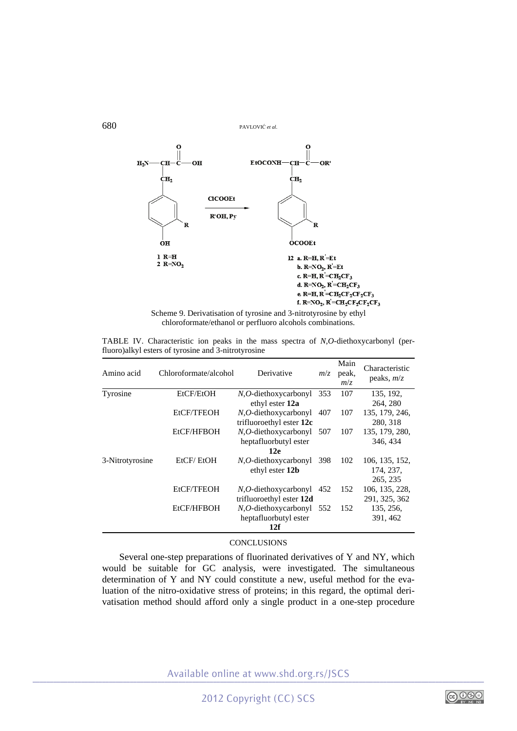Scheme 9. Derivatisation of tyrosine and 3-nitrotyrosine by ethyl chloroformate/ethanol or perfluoro alcohols combinations.

TABLE IV. Characteristic ion peaks in the mass spectra of *N*,*O*-diethoxycarbonyl (perfluoro)alkyl esters of tyrosine and 3-nitrotyrosine

| Amino acid | Chloroformate/alcohol | Derivative | *m*/*z* | Main peak, *m*/*z* | Characteristic peaks, *m*/*z* |
|---|---|---|---|---|---|
| Tyrosine | EtCF/EtOH | *N*,*O*-diethoxycarbonyl ethyl ester **12a** | 353 | 107 | 135, 192, 264, 280 |
| | EtCF/TFEOH | *N*,*O*-diethoxycarbonyl trifluoroethyl ester **12c** | 407 | 107 | 135, 179, 246, 280, 318 |
| | EtCF/HFBOH | *N*,*O*-diethoxycarbonyl heptafluorbutyl ester **12e** | 507 | 107 | 135, 179, 280, 346, 434 |
| 3-Nitrotyrosine | EtCF/ EtOH | *N*,*O*-diethoxycarbonyl ethyl ester **12b** | 398 | 102 | 106, 135, 152, 174, 237, 265, 235 |
| | EtCF/TFEOH | *N*,*O*-diethoxycarbonyl trifluoroethyl ester **12d** | 452 | 152 | 106, 135, 228, 291, 325, 362 |
| | EtCF/HFBOH | *N*,*O*-diethoxycarbonyl heptafluorbutyl ester **12f** | 552 | 152 | 135, 256, 391, 462 |

## CONCLUSIONS

Several one-step preparations of fluorinated derivatives of Y and NY, which would be suitable for GC analysis, were investigated. The simultaneous determination of Y and NY could constitute a new, useful method for the evaluation of the nitro-oxidative stress of proteins; in this regard, the optimal derivatisation method should afford only a single product in a one-step procedure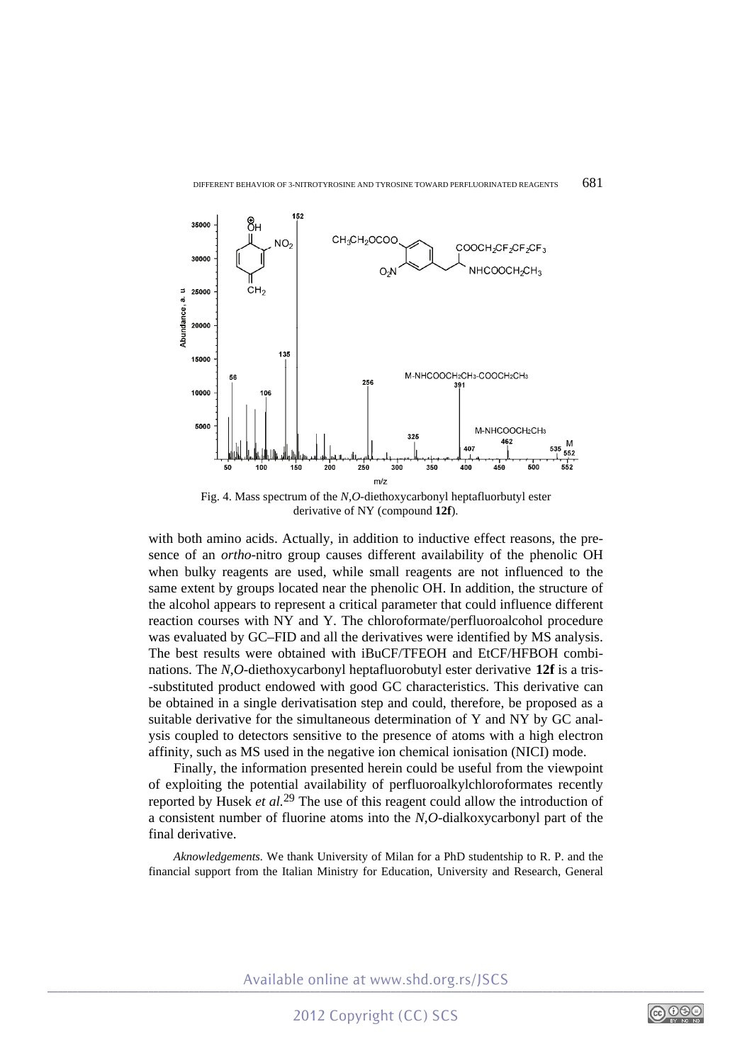35000
30000
25000
20000
15000
10000
5000

Abundance, a. u.

m/z

50 100 150 200 250 300 350 400 450 500 552

152
135
56
106
256
325
391
407
462
535
552
M

M-NHCOOCH2CH3-COOCH2CH3

M-NHCOOCH2CH3

$CH_3CH_2OCOO$

$COOCH_2CF_2CF_2CF_3$

$NHCOOCH_2CH_3$

$O_2N$

$NO_2$

$CH_2$

OH

Fig. 4. Mass spectrum of the *N*,*O*-diethoxycarbonyl heptafluorbutyl ester derivative of NY (compound **12f**).

with both amino acids. Actually, in addition to inductive effect reasons, the presence of an *ortho*-nitro group causes different availability of the phenolic OH when bulky reagents are used, while small reagents are not influenced to the same extent by groups located near the phenolic OH. In addition, the structure of the alcohol appears to represent a critical parameter that could influence different reaction courses with NY and Y. The chloroformate/perfluoroalcohol procedure was evaluated by GC–FID and all the derivatives were identified by MS analysis. The best results were obtained with iBuCF/TFEOH and EtCF/HFBOH combinations. The *N*,*O*-diethoxycarbonyl heptafluorobutyl ester derivative **12f** is a tris-substituted product endowed with good GC characteristics. This derivative can be obtained in a single derivatisation step and could, therefore, be proposed as a suitable derivative for the simultaneous determination of Y and NY by GC analysis coupled to detectors sensitive to the presence of atoms with a high electron affinity, such as MS used in the negative ion chemical ionisation (NICI) mode.

Finally, the information presented herein could be useful from the viewpoint of exploiting the potential availability of perfluoroalkylchloroformates recently reported by Husek *et al.*[29] The use of this reagent could allow the introduction of a consistent number of fluorine atoms into the *N*,*O*-dialkoxycarbonyl part of the final derivative.

*Aknowledgements.* We thank University of Milan for a PhD studentship to R. P. and the financial support from the Italian Ministry for Education, University and Research, General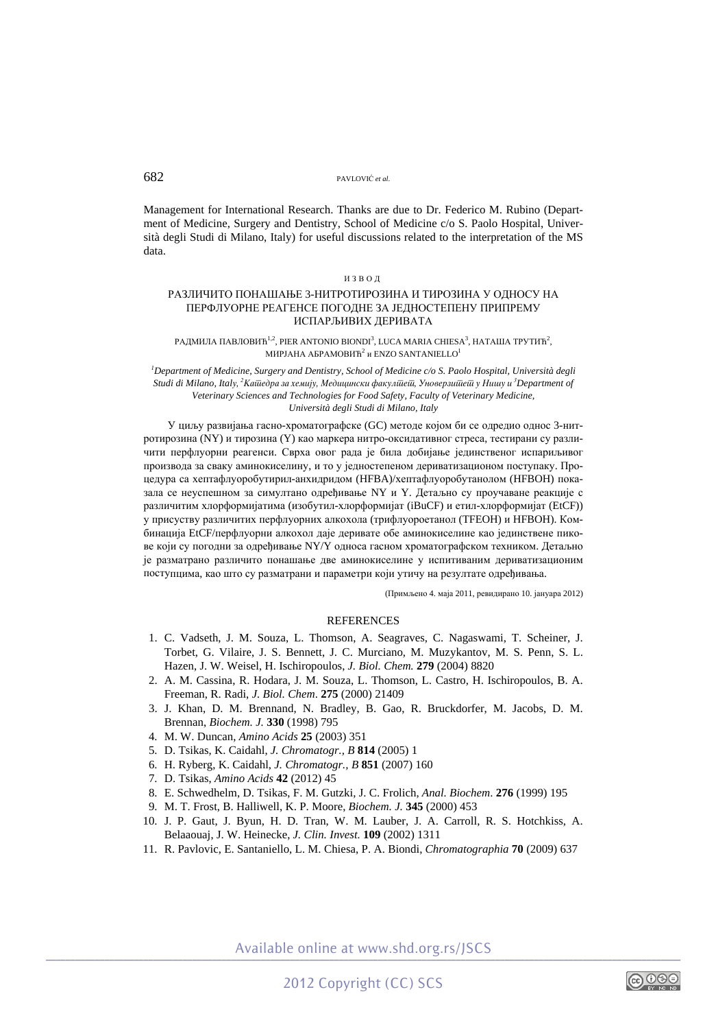Management for International Research. Thanks are due to Dr. Federico M. Rubino (Department of Medicine, Surgery and Dentistry, School of Medicine c/o S. Paolo Hospital, Università degli Studi di Milano, Italy) for useful discussions related to the interpretation of the MS data.

## ИЗВОД

### РАЗЛИЧИТО ПОНАШАЊЕ 3-НИТРОТИРОЗИНА И ТИРОЗИНА У ОДНОСУ НА ПЕРФЛУОРНЕ РЕАГЕНСЕ ПОГОДНЕ ЗА ЈЕДНОСТЕПЕНУ ПРИПРЕМУ ИСПАРЉИВИХ ДЕРИВАТА

РАДМИЛА ПАВЛОВИЋ[1,2], PIER ANTONIO BIONDI[3], LUCA MARIA CHIESA[3], НАТАША ТРУТИЋ[2], МИРЈАНА АБРАМОВИЋ[2] и ENZO SANTANIELLO[1]

*[1]Department of Medicine, Surgery and Dentistry, School of Medicine c/o S. Paolo Hospital, Università degli Studi di Milano, Italy, [2]Катедра за хемију, Медицински факултет, Уноверзитет у Нишу и [3]Department of Veterinary Sciences and Technologies for Food Safety, Faculty of Veterinary Medicine, Università degli Studi di Milano, Italy*

У циљу развијања гасно-хроматографске (GC) методе којом би се одредио однос 3-нитротирозина (NY) и тирозина (Y) као маркера нитро-оксидативног стреса, тестирани су различити перфлуорни реагенси. Сврха овог рада је била добијање јединственог испарљивог производа за сваку аминокиселину, и то у једностепеном дериватизационом поступаку. Процедура са хептафлуоробутирил-анхидридом (HFBA)/хептафлуоробутанолом (HFBOH) показала се неуспешном за симултано одређивање NY и Y. Детаљно су проучаване реакције с различитим хлорформијатима (изобутил-хлорформијат (iBuCF) и етил-хлорформијат (EtCF)) у присуству различитих перфлуорних алкохола (трифлуороетанол (TFEOH) и HFBOH). Комбинација EtCF/перфлуорни алкохол даје деривате обе аминокиселине као јединствене пикове који су погодни за одређивање NY/Y односа гасном хроматографском техником. Детаљно је разматрано различито понашање две аминокиселине у испитиваним дериватизационим поступцима, као што су разматрани и параметри који утичу на резултате одређивања.

(Примљено 4. маја 2011, ревидирано 10. јануара 2012)

## REFERENCES

1. C. Vadseth, J. M. Souza, L. Thomson, A. Seagraves, C. Nagaswami, T. Scheiner, J. Torbet, G. Vilaire, J. S. Bennett, J. C. Murciano, M. Muzykantov, M. S. Penn, S. L. Hazen, J. W. Weisel, H. Ischiropoulos, *J. Biol. Chem.* **279** (2004) 8820
2. A. M. Cassina, R. Hodara, J. M. Souza, L. Thomson, L. Castro, H. Ischiropoulos, B. A. Freeman, R. Radi, *J. Biol. Chem*. **275** (2000) 21409
3. J. Khan, D. M. Brennand, N. Bradley, B. Gao, R. Bruckdorfer, M. Jacobs, D. M. Brennan, *Biochem. J.* **330** (1998) 795
4. M. W. Duncan, *Amino Acids* **25** (2003) 351
5. D. Tsikas, K. Caidahl, *J. Chromatogr., B* **814** (2005) 1
6. H. Ryberg, K. Caidahl, *J. Chromatogr., B* **851** (2007) 160
7. D. Tsikas, *Amino Acids* **42** (2012) 45
8. E. Schwedhelm, D. Tsikas, F. M. Gutzki, J. C. Frolich, *Anal. Biochem*. **276** (1999) 195
9. M. T. Frost, B. Halliwell, K. P. Moore, *Biochem. J.* **345** (2000) 453
10. J. P. Gaut, J. Byun, H. D. Tran, W. M. Lauber, J. A. Carroll, R. S. Hotchkiss, A. Belaaouaj, J. W. Heinecke, *J. Clin. Invest.* **109** (2002) 1311
11. R. Pavlovic, E. Santaniello, L. M. Chiesa, P. A. Biondi, *Chromatographia* **70** (2009) 637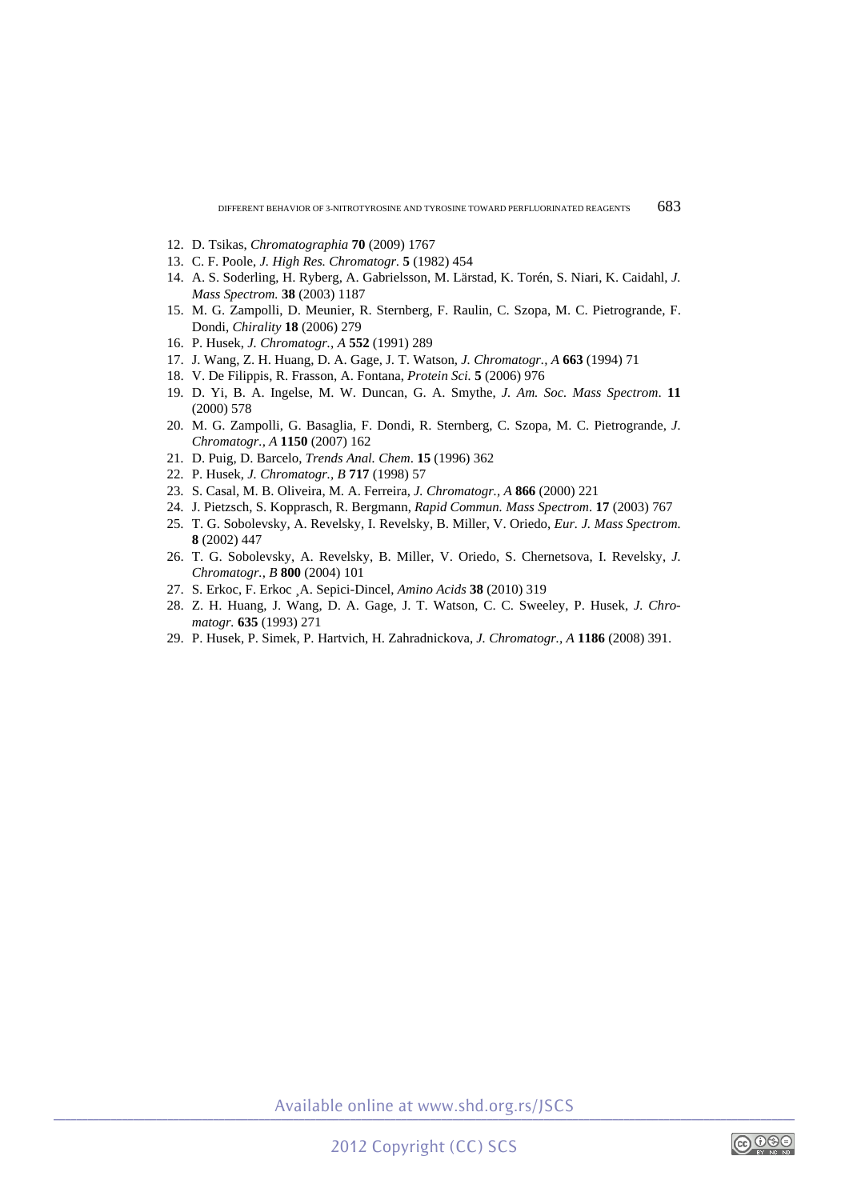12. D. Tsikas, *Chromatographia* **70** (2009) 1767
13. C. F. Poole, *J. High Res. Chromatogr.* **5** (1982) 454
14. A. S. Soderling, H. Ryberg, A. Gabrielsson, M. Lärstad, K. Torén, S. Niari, K. Caidahl, *J. Mass Spectrom.* **38** (2003) 1187
15. M. G. Zampolli, D. Meunier, R. Sternberg, F. Raulin, C. Szopa, M. C. Pietrogrande, F. Dondi, *Chirality* **18** (2006) 279
16. P. Husek, *J. Chromatogr., A* **552** (1991) 289
17. J. Wang, Z. H. Huang, D. A. Gage, J. T. Watson, *J. Chromatogr., A* **663** (1994) 71
18. V. De Filippis, R. Frasson, A. Fontana, *Protein Sci.* **5** (2006) 976
19. D. Yi, B. A. Ingelse, M. W. Duncan, G. A. Smythe, *J. Am. Soc. Mass Spectrom.* **11** (2000) 578
20. M. G. Zampolli, G. Basaglia, F. Dondi, R. Sternberg, C. Szopa, M. C. Pietrogrande, *J. Chromatogr., A* **1150** (2007) 162
21. D. Puig, D. Barcelo, *Trends Anal. Chem*. **15** (1996) 362
22. P. Husek, *J. Chromatogr., B* **717** (1998) 57
23. S. Casal, M. B. Oliveira, M. A. Ferreira, *J. Chromatogr., A* **866** (2000) 221
24. J. Pietzsch, S. Kopprasch, R. Bergmann, *Rapid Commun. Mass Spectrom*. **17** (2003) 767
25. T. G. Sobolevsky, A. Revelsky, I. Revelsky, B. Miller, V. Oriedo, *Eur. J. Mass Spectrom.* **8** (2002) 447
26. T. G. Sobolevsky, A. Revelsky, B. Miller, V. Oriedo, S. Chernetsova, I. Revelsky, *J. Chromatogr., B* **800** (2004) 101
27. S. Erkoc, F. Erkoc ¸A. Sepici-Dincel, *Amino Acids* **38** (2010) 319
28. Z. H. Huang, J. Wang, D. A. Gage, J. T. Watson, C. C. Sweeley, P. Husek, *J. Chromatogr.* **635** (1993) 271
29. P. Husek, P. Simek, P. Hartvich, H. Zahradnickova, *J. Chromatogr., A* **1186** (2008) 391.